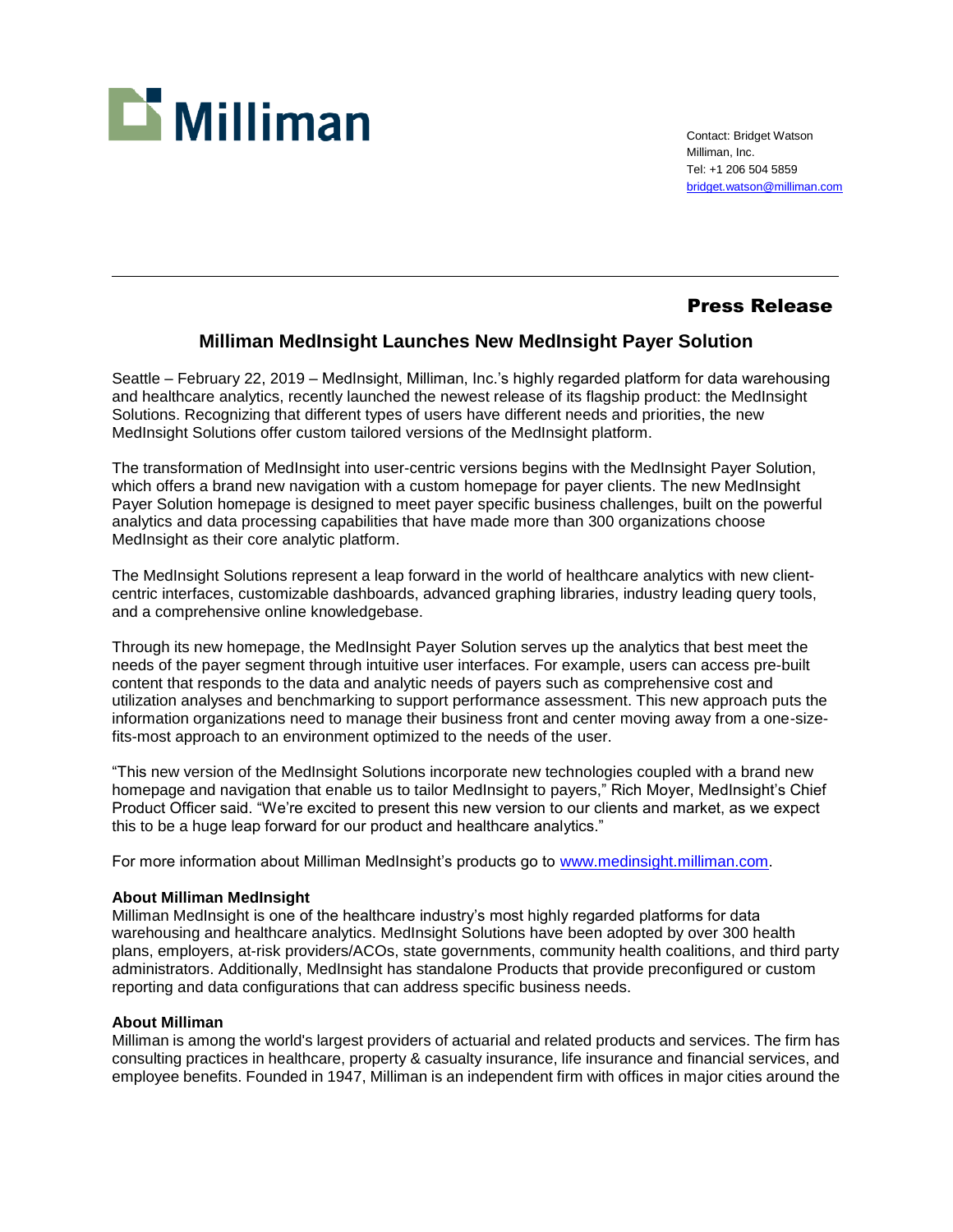Milliman

Contact: Bridget Watson
Milliman, Inc.
Tel: +1 206 504 5859
bridget.watson@milliman.com

## Press Release

# Milliman MedInsight Launches New MedInsight Payer Solution

Seattle – February 22, 2019 – MedInsight, Milliman, Inc.'s highly regarded platform for data warehousing and healthcare analytics, recently launched the newest release of its flagship product: the MedInsight Solutions. Recognizing that different types of users have different needs and priorities, the new MedInsight Solutions offer custom tailored versions of the MedInsight platform.

The transformation of MedInsight into user-centric versions begins with the MedInsight Payer Solution, which offers a brand new navigation with a custom homepage for payer clients. The new MedInsight Payer Solution homepage is designed to meet payer specific business challenges, built on the powerful analytics and data processing capabilities that have made more than 300 organizations choose MedInsight as their core analytic platform.

The MedInsight Solutions represent a leap forward in the world of healthcare analytics with new client-centric interfaces, customizable dashboards, advanced graphing libraries, industry leading query tools, and a comprehensive online knowledgebase.

Through its new homepage, the MedInsight Payer Solution serves up the analytics that best meet the needs of the payer segment through intuitive user interfaces. For example, users can access pre-built content that responds to the data and analytic needs of payers such as comprehensive cost and utilization analyses and benchmarking to support performance assessment. This new approach puts the information organizations need to manage their business front and center moving away from a one-size-fits-most approach to an environment optimized to the needs of the user.

"This new version of the MedInsight Solutions incorporate new technologies coupled with a brand new homepage and navigation that enable us to tailor MedInsight to payers," Rich Moyer, MedInsight's Chief Product Officer said. "We're excited to present this new version to our clients and market, as we expect this to be a huge leap forward for our product and healthcare analytics."

For more information about Milliman MedInsight's products go to www.medinsight.milliman.com.

**About Milliman MedInsight**
Milliman MedInsight is one of the healthcare industry's most highly regarded platforms for data warehousing and healthcare analytics. MedInsight Solutions have been adopted by over 300 health plans, employers, at-risk providers/ACOs, state governments, community health coalitions, and third party administrators. Additionally, MedInsight has standalone Products that provide preconfigured or custom reporting and data configurations that can address specific business needs.

**About Milliman**
Milliman is among the world's largest providers of actuarial and related products and services. The firm has consulting practices in healthcare, property & casualty insurance, life insurance and financial services, and employee benefits. Founded in 1947, Milliman is an independent firm with offices in major cities around the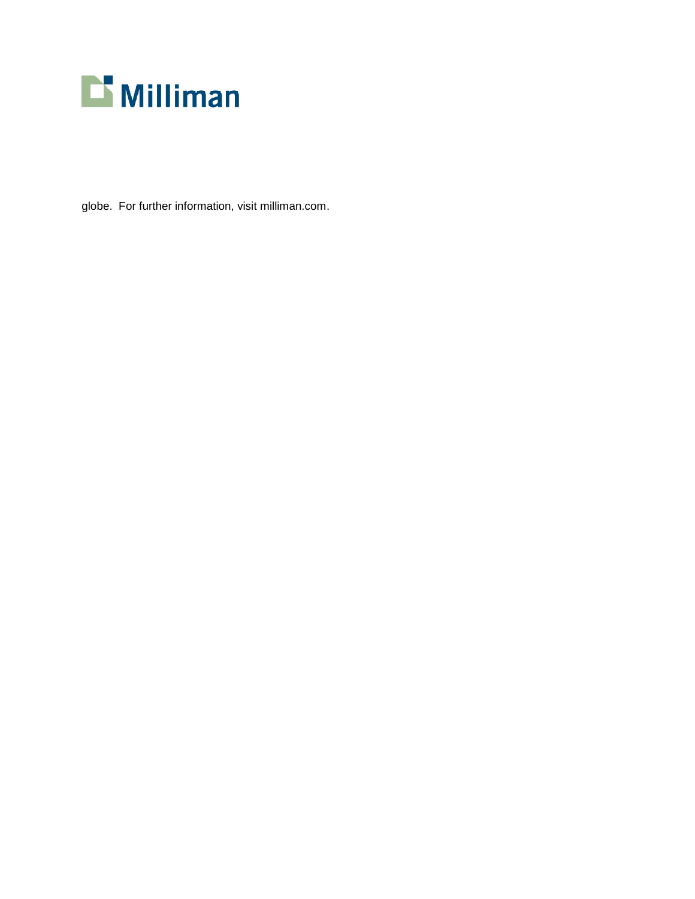Milliman

globe.  For further information, visit milliman.com.